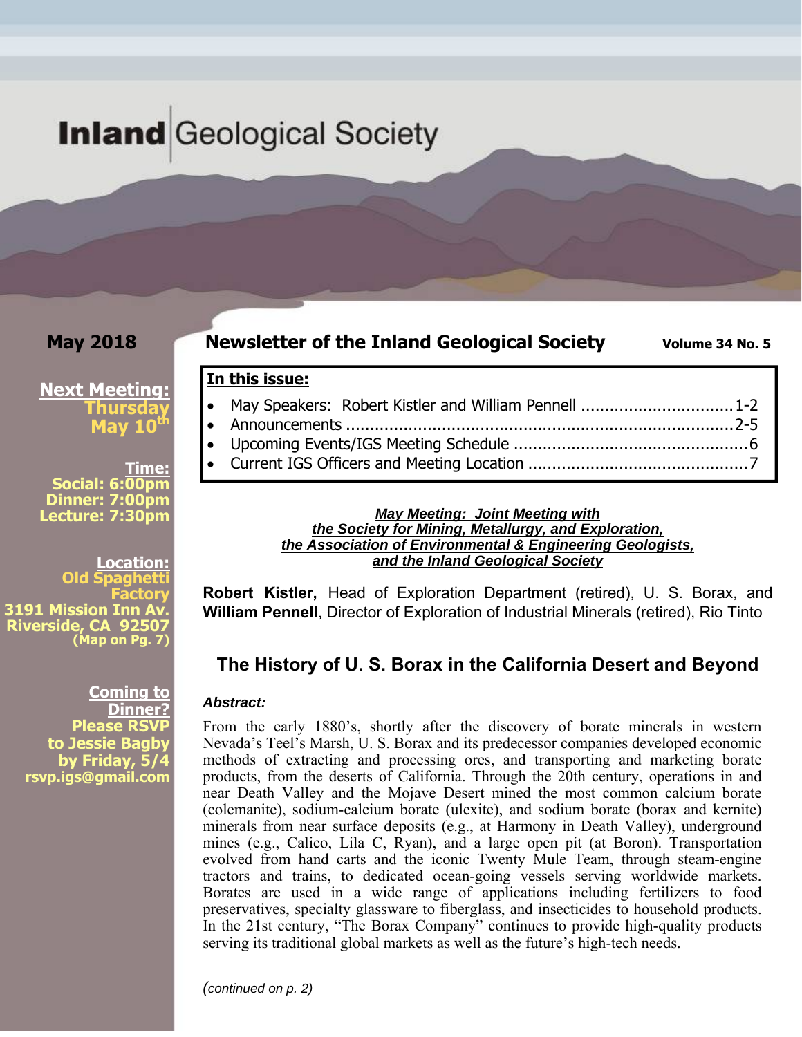# Inland Geological Society

**May 2018**

## Newsletter of the Inland Geological Society

**Volume 34 No. 5**

**Next Meeting:**
**Thursday May 10th**

**Time:**
**Social: 6:00pm**
**Dinner: 7:00pm**
**Lecture: 7:30pm**

**Location:**
**Old Spaghetti Factory**
**3191 Mission Inn Av.**
**Riverside, CA 92507**
**(Map on Pg. 7)**

**Coming to Dinner?**
**Please RSVP to Jessie Bagby by Friday, 5/4**
**rsvp.igs@gmail.com**

**In this issue:**

- May Speakers: Robert Kistler and William Pennell ................................ 1-2
- Announcements ................................................................................ 2-5
- Upcoming Events/IGS Meeting Schedule ................................................. 6
- Current IGS Officers and Meeting Location .............................................. 7

***May Meeting: Joint Meeting with the Society for Mining, Metallurgy, and Exploration, the Association of Environmental & Engineering Geologists, and the Inland Geological Society***

**Robert Kistler,** Head of Exploration Department (retired), U. S. Borax, and **William Pennell**, Director of Exploration of Industrial Minerals (retired), Rio Tinto

### The History of U. S. Borax in the California Desert and Beyond

***Abstract:***

From the early 1880's, shortly after the discovery of borate minerals in western Nevada's Teel's Marsh, U. S. Borax and its predecessor companies developed economic methods of extracting and processing ores, and transporting and marketing borate products, from the deserts of California. Through the 20th century, operations in and near Death Valley and the Mojave Desert mined the most common calcium borate (colemanite), sodium-calcium borate (ulexite), and sodium borate (borax and kernite) minerals from near surface deposits (e.g., at Harmony in Death Valley), underground mines (e.g., Calico, Lila C, Ryan), and a large open pit (at Boron). Transportation evolved from hand carts and the iconic Twenty Mule Team, through steam-engine tractors and trains, to dedicated ocean-going vessels serving worldwide markets. Borates are used in a wide range of applications including fertilizers to food preservatives, specialty glassware to fiberglass, and insecticides to household products. In the 21st century, "The Borax Company" continues to provide high-quality products serving its traditional global markets as well as the future's high-tech needs.

*(continued on p. 2)*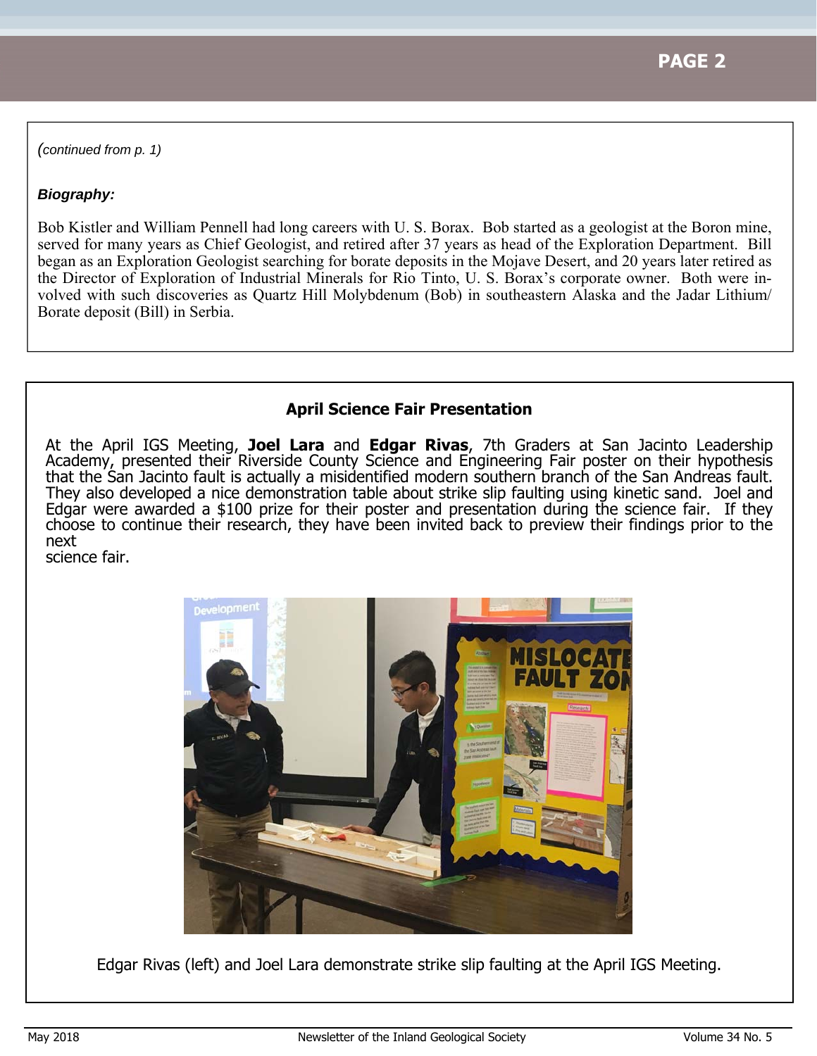*(continued from p. 1)*

***Biography:***

Bob Kistler and William Pennell had long careers with U. S. Borax. Bob started as a geologist at the Boron mine, served for many years as Chief Geologist, and retired after 37 years as head of the Exploration Department. Bill began as an Exploration Geologist searching for borate deposits in the Mojave Desert, and 20 years later retired as the Director of Exploration of Industrial Minerals for Rio Tinto, U. S. Borax's corporate owner. Both were involved with such discoveries as Quartz Hill Molybdenum (Bob) in southeastern Alaska and the Jadar Lithium/Borate deposit (Bill) in Serbia.

## April Science Fair Presentation

At the April IGS Meeting, **Joel Lara** and **Edgar Rivas**, 7th Graders at San Jacinto Leadership Academy, presented their Riverside County Science and Engineering Fair poster on their hypothesis that the San Jacinto fault is actually a misidentified modern southern branch of the San Andreas fault. They also developed a nice demonstration table about strike slip faulting using kinetic sand. Joel and Edgar were awarded a $100 prize for their poster and presentation during the science fair. If they choose to continue their research, they have been invited back to preview their findings prior to the next science fair.

Edgar Rivas (left) and Joel Lara demonstrate strike slip faulting at the April IGS Meeting.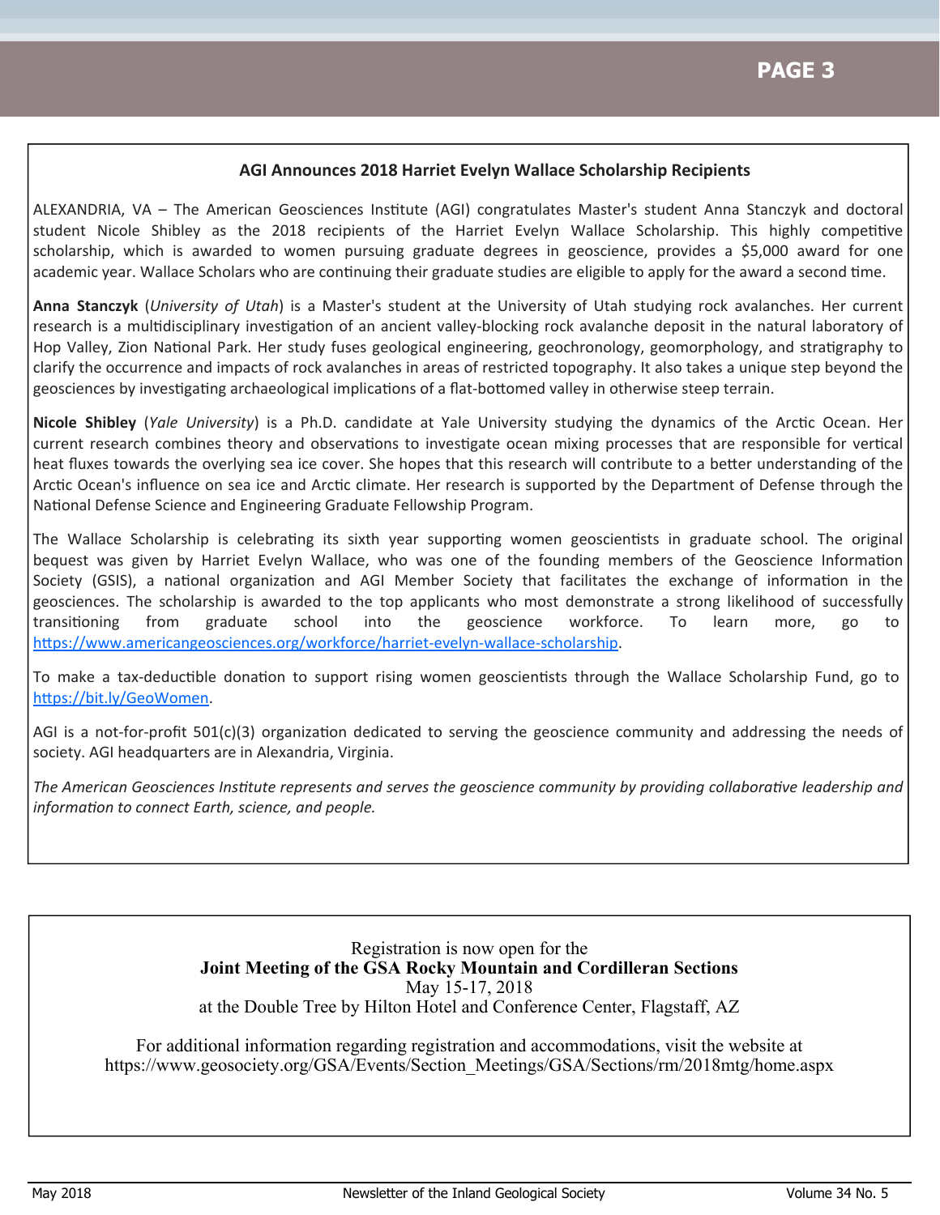## AGI Announces 2018 Harriet Evelyn Wallace Scholarship Recipients

ALEXANDRIA, VA – The American Geosciences Institute (AGI) congratulates Master's student Anna Stanczyk and doctoral student Nicole Shibley as the 2018 recipients of the Harriet Evelyn Wallace Scholarship. This highly competitive scholarship, which is awarded to women pursuing graduate degrees in geoscience, provides a $5,000 award for one academic year. Wallace Scholars who are continuing their graduate studies are eligible to apply for the award a second time.

**Anna Stanczyk** (*University of Utah*) is a Master's student at the University of Utah studying rock avalanches. Her current research is a multidisciplinary investigation of an ancient valley-blocking rock avalanche deposit in the natural laboratory of Hop Valley, Zion National Park. Her study fuses geological engineering, geochronology, geomorphology, and stratigraphy to clarify the occurrence and impacts of rock avalanches in areas of restricted topography. It also takes a unique step beyond the geosciences by investigating archaeological implications of a flat-bottomed valley in otherwise steep terrain.

**Nicole Shibley** (*Yale University*) is a Ph.D. candidate at Yale University studying the dynamics of the Arctic Ocean. Her current research combines theory and observations to investigate ocean mixing processes that are responsible for vertical heat fluxes towards the overlying sea ice cover. She hopes that this research will contribute to a better understanding of the Arctic Ocean's influence on sea ice and Arctic climate. Her research is supported by the Department of Defense through the National Defense Science and Engineering Graduate Fellowship Program.

The Wallace Scholarship is celebrating its sixth year supporting women geoscientists in graduate school. The original bequest was given by Harriet Evelyn Wallace, who was one of the founding members of the Geoscience Information Society (GSIS), a national organization and AGI Member Society that facilitates the exchange of information in the geosciences. The scholarship is awarded to the top applicants who most demonstrate a strong likelihood of successfully transitioning from graduate school into the geoscience workforce. To learn more, go to https://www.americangeosciences.org/workforce/harriet-evelyn-wallace-scholarship.

To make a tax-deductible donation to support rising women geoscientists through the Wallace Scholarship Fund, go to https://bit.ly/GeoWomen.

AGI is a not-for-profit 501(c)(3) organization dedicated to serving the geoscience community and addressing the needs of society. AGI headquarters are in Alexandria, Virginia.

*The American Geosciences Institute represents and serves the geoscience community by providing collaborative leadership and information to connect Earth, science, and people.*

---

Registration is now open for the
**Joint Meeting of the GSA Rocky Mountain and Cordilleran Sections**
May 15-17, 2018
at the Double Tree by Hilton Hotel and Conference Center, Flagstaff, AZ

For additional information regarding registration and accommodations, visit the website at
https://www.geosociety.org/GSA/Events/Section_Meetings/GSA/Sections/rm/2018mtg/home.aspx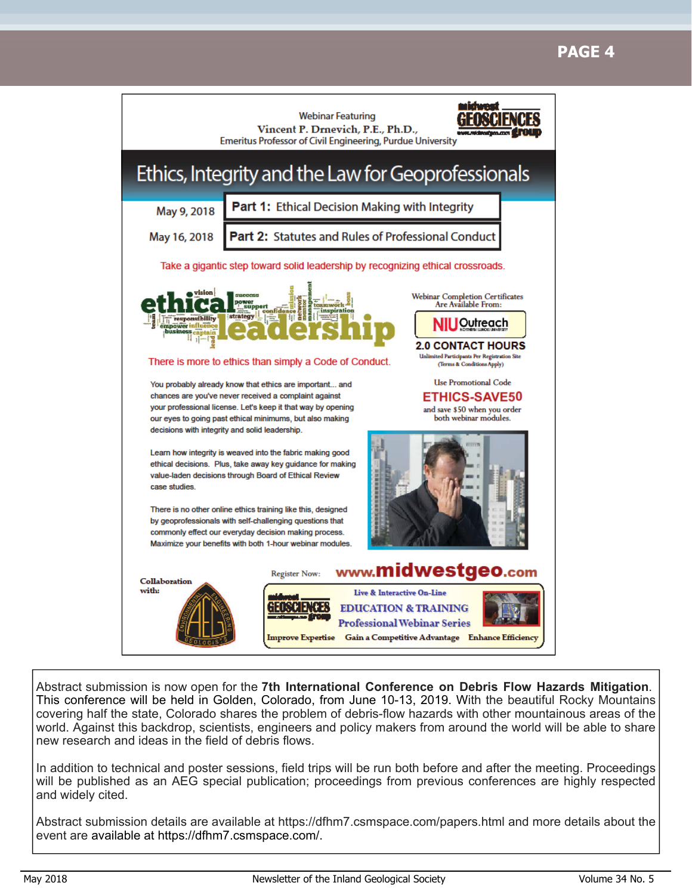Webinar Featuring
Vincent P. Drnevich, P.E., Ph.D.,
Emeritus Professor of Civil Engineering, Purdue University

midwest GEOSCIENCES group

# Ethics, Integrity and the Law for Geoprofessionals

May 9, 2018 — **Part 1:** Ethical Decision Making with Integrity

May 16, 2018 — **Part 2:** Statutes and Rules of Professional Conduct

Take a gigantic step toward solid leadership by recognizing ethical crossroads.

There is more to ethics than simply a Code of Conduct.

You probably already know that ethics are important... and chances are you've never received a complaint against your professional license. Let's keep it that way by opening our eyes to going past ethical minimums, but also making decisions with integrity and solid leadership.

Learn how integrity is weaved into the fabric making good ethical decisions. Plus, take away key guidance for making value-laden decisions through Board of Ethical Review case studies.

There is no other online ethics training like this, designed by geoprofessionals with self-challenging questions that commonly effect our everyday decision making process. Maximize your benefits with both 1-hour webinar modules.

Webinar Completion Certificates Are Available From: NIU Outreach

**2.0 CONTACT HOURS**

Unlimited Participants Per Registration Site (Terms & Conditions Apply)

Use Promotional Code **ETHICS-SAVE50** and save $50 when you order both webinar modules.

Register Now: **www.midwestgeo.com**

Collaboration with: AEG

Live & Interactive On-Line EDUCATION & TRAINING Professional Webinar Series

Improve Expertise — Gain a Competitive Advantage — Enhance Efficiency

---

Abstract submission is now open for the **7th International Conference on Debris Flow Hazards Mitigation**. This conference will be held in Golden, Colorado, from June 10-13, 2019. With the beautiful Rocky Mountains covering half the state, Colorado shares the problem of debris-flow hazards with other mountainous areas of the world. Against this backdrop, scientists, engineers and policy makers from around the world will be able to share new research and ideas in the field of debris flows.

In addition to technical and poster sessions, field trips will be run both before and after the meeting. Proceedings will be published as an AEG special publication; proceedings from previous conferences are highly respected and widely cited.

Abstract submission details are available at https://dfhm7.csmspace.com/papers.html and more details about the event are available at https://dfhm7.csmspace.com/.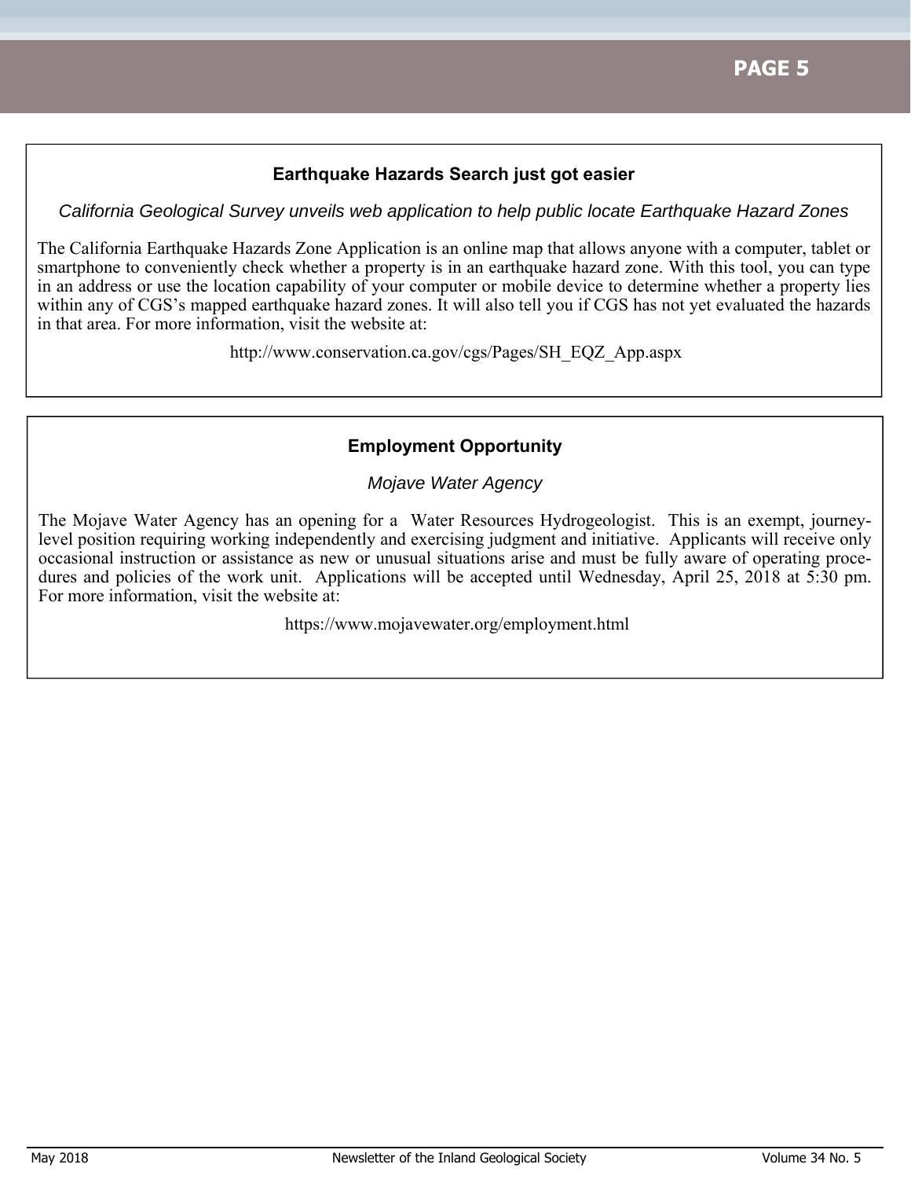## Earthquake Hazards Search just got easier

*California Geological Survey unveils web application to help public locate Earthquake Hazard Zones*

The California Earthquake Hazards Zone Application is an online map that allows anyone with a computer, tablet or smartphone to conveniently check whether a property is in an earthquake hazard zone. With this tool, you can type in an address or use the location capability of your computer or mobile device to determine whether a property lies within any of CGS's mapped earthquake hazard zones. It will also tell you if CGS has not yet evaluated the hazards in that area. For more information, visit the website at:

http://www.conservation.ca.gov/cgs/Pages/SH_EQZ_App.aspx

## Employment Opportunity

*Mojave Water Agency*

The Mojave Water Agency has an opening for a Water Resources Hydrogeologist. This is an exempt, journey-level position requiring working independently and exercising judgment and initiative. Applicants will receive only occasional instruction or assistance as new or unusual situations arise and must be fully aware of operating procedures and policies of the work unit. Applications will be accepted until Wednesday, April 25, 2018 at 5:30 pm. For more information, visit the website at:

https://www.mojavewater.org/employment.html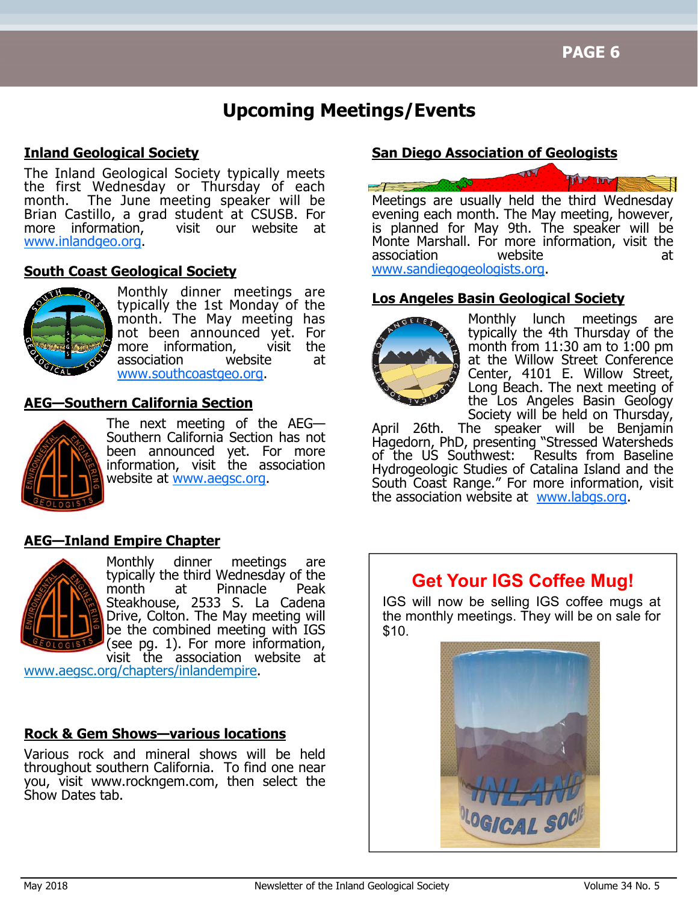# Upcoming Meetings/Events

## Inland Geological Society

The Inland Geological Society typically meets the first Wednesday or Thursday of each month. The June meeting speaker will be Brian Castillo, a grad student at CSUSB. For more information, visit our website at www.inlandgeo.org.

## South Coast Geological Society

Monthly dinner meetings are typically the 1st Monday of the month. The May meeting has not been announced yet. For more information, visit the association website at www.southcoastgeo.org.

## AEG—Southern California Section

The next meeting of the AEG—Southern California Section has not been announced yet. For more information, visit the association website at www.aegsc.org.

## AEG—Inland Empire Chapter

Monthly dinner meetings are typically the third Wednesday of the month at Pinnacle Peak Steakhouse, 2533 S. La Cadena Drive, Colton. The May meeting will be the combined meeting with IGS (see pg. 1). For more information, visit the association website at www.aegsc.org/chapters/inlandempire.

## Rock & Gem Shows—various locations

Various rock and mineral shows will be held throughout southern California. To find one near you, visit www.rockngem.com, then select the Show Dates tab.

## San Diego Association of Geologists

Meetings are usually held the third Wednesday evening each month. The May meeting, however, is planned for May 9th. The speaker will be Monte Marshall. For more information, visit the association website at www.sandiegogeologists.org.

## Los Angeles Basin Geological Society

Monthly lunch meetings are typically the 4th Thursday of the month from 11:30 am to 1:00 pm at the Willow Street Conference Center, 4101 E. Willow Street, Long Beach. The next meeting of the Los Angeles Basin Geology Society will be held on Thursday, April 26th. The speaker will be Benjamin Hagedorn, PhD, presenting "Stressed Watersheds of the US Southwest: Results from Baseline Hydrogeologic Studies of Catalina Island and the South Coast Range." For more information, visit the association website at www.labgs.org.

## Get Your IGS Coffee Mug!

IGS will now be selling IGS coffee mugs at the monthly meetings. They will be on sale for $10.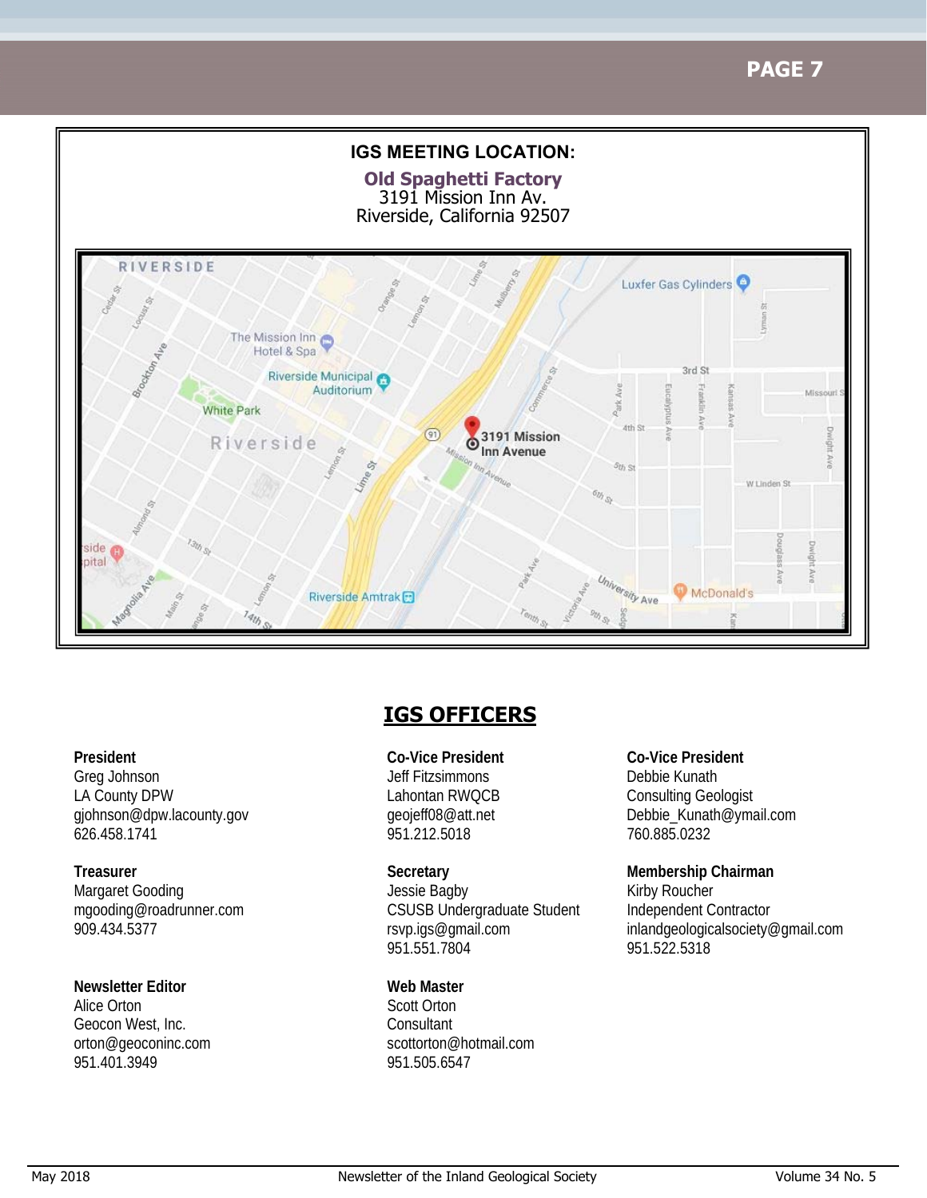**IGS MEETING LOCATION:**

**Old Spaghetti Factory**
3191 Mission Inn Av.
Riverside, California 92507

## IGS OFFICERS

**President**
Greg Johnson
LA County DPW
gjohnson@dpw.lacounty.gov
626.458.1741

**Co-Vice President**
Jeff Fitzsimmons
Lahontan RWQCB
geojeff08@att.net
951.212.5018

**Co-Vice President**
Debbie Kunath
Consulting Geologist
Debbie_Kunath@ymail.com
760.885.0232

**Treasurer**
Margaret Gooding
mgooding@roadrunner.com
909.434.5377

**Secretary**
Jessie Bagby
CSUSB Undergraduate Student
rsvp.igs@gmail.com
951.551.7804

**Membership Chairman**
Kirby Roucher
Independent Contractor
inlandgeologicalsociety@gmail.com
951.522.5318

**Newsletter Editor**
Alice Orton
Geocon West, Inc.
orton@geoconinc.com
951.401.3949

**Web Master**
Scott Orton
Consultant
scottorton@hotmail.com
951.505.6547